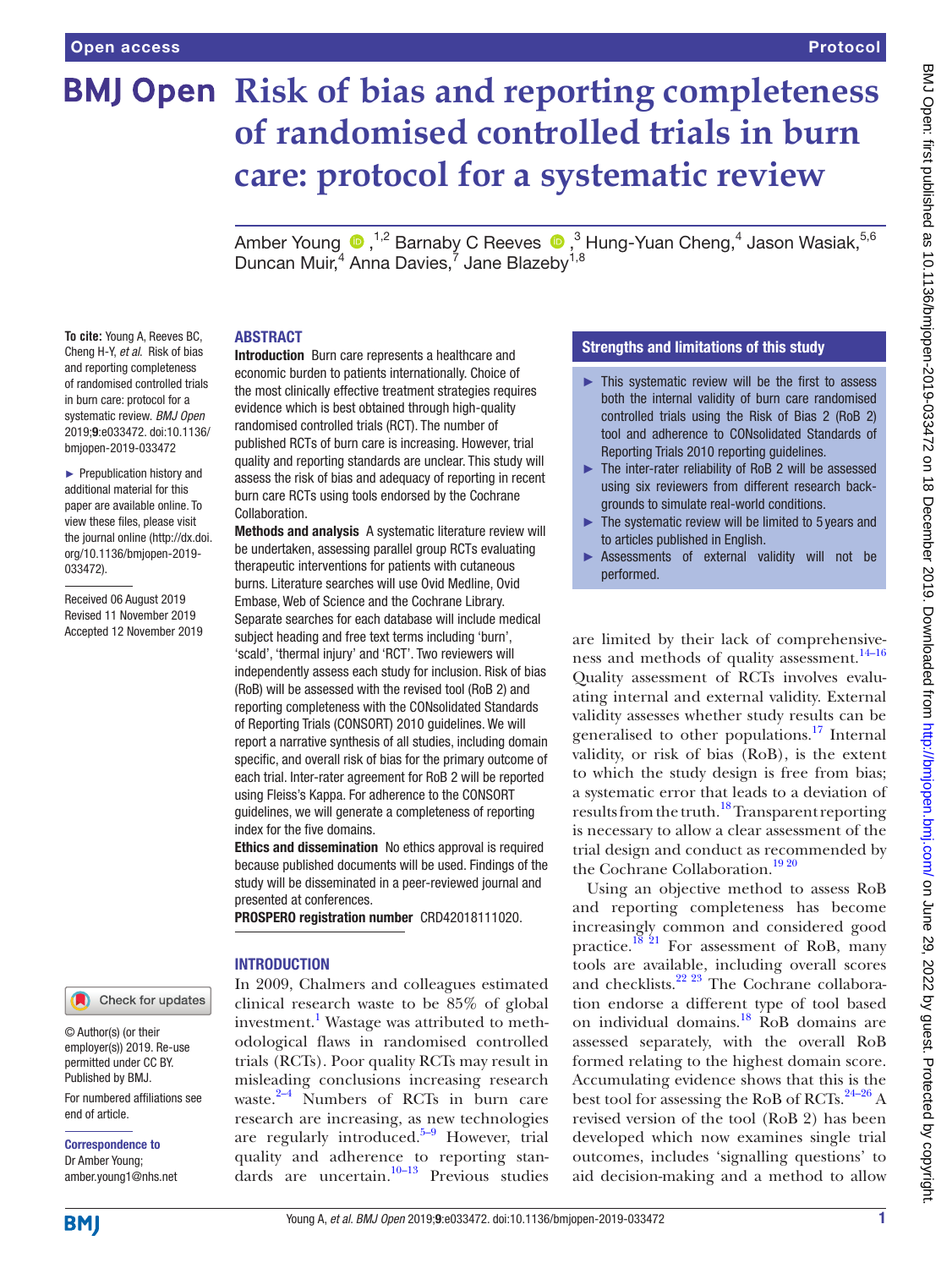# Risk of bias and reporting completeness of randomised controlled trials in burn care: protocol for a systematic review

Amber Young[1,2] Barnaby C Reeves[3] Hung-Yuan Cheng,[4] Jason Wasiak,[5,6] Duncan Muir,[4] Anna Davies,[7] Jane Blazeby[1,8]

**To cite:** Young A, Reeves BC, Cheng H-Y, *et al*. Risk of bias and reporting completeness of randomised controlled trials in burn care: protocol for a systematic review. *BMJ Open* 2019;**9**:e033472. doi:10.1136/bmjopen-2019-033472

► Prepublication history and additional material for this paper are available online. To view these files, please visit the journal online (http://dx.doi.org/10.1136/bmjopen-2019-033472).

Received 06 August 2019
Revised 11 November 2019
Accepted 12 November 2019

© Author(s) (or their employer(s)) 2019. Re-use permitted under CC BY. Published by BMJ.

For numbered affiliations see end of article.

**Correspondence to**
Dr Amber Young;
amber.young1@nhs.net

## ABSTRACT

**Introduction** Burn care represents a healthcare and economic burden to patients internationally. Choice of the most clinically effective treatment strategies requires evidence which is best obtained through high-quality randomised controlled trials (RCT). The number of published RCTs of burn care is increasing. However, trial quality and reporting standards are unclear. This study will assess the risk of bias and adequacy of reporting in recent burn care RCTs using tools endorsed by the Cochrane Collaboration.

**Methods and analysis** A systematic literature review will be undertaken, assessing parallel group RCTs evaluating therapeutic interventions for patients with cutaneous burns. Literature searches will use Ovid Medline, Ovid Embase, Web of Science and the Cochrane Library. Separate searches for each database will include medical subject heading and free text terms including 'burn', 'scald', 'thermal injury' and 'RCT'. Two reviewers will independently assess each study for inclusion. Risk of bias (RoB) will be assessed with the revised tool (RoB 2) and reporting completeness with the CONsolidated Standards of Reporting Trials (CONSORT) 2010 guidelines. We will report a narrative synthesis of all studies, including domain specific, and overall risk of bias for the primary outcome of each trial. Inter-rater agreement for RoB 2 will be reported using Fleiss's Kappa. For adherence to the CONSORT guidelines, we will generate a completeness of reporting index for the five domains.

**Ethics and dissemination** No ethics approval is required because published documents will be used. Findings of the study will be disseminated in a peer-reviewed journal and presented at conferences.

**PROSPERO registration number** CRD42018111020.

### Strengths and limitations of this study

- This systematic review will be the first to assess both the internal validity of burn care randomised controlled trials using the Risk of Bias 2 (RoB 2) tool and adherence to CONsolidated Standards of Reporting Trials 2010 reporting guidelines.
- The inter-rater reliability of RoB 2 will be assessed using six reviewers from different research backgrounds to simulate real-world conditions.
- The systematic review will be limited to 5 years and to articles published in English.
- Assessments of external validity will not be performed.

## INTRODUCTION

In 2009, Chalmers and colleagues estimated clinical research waste to be 85% of global investment.[1] Wastage was attributed to methodological flaws in randomised controlled trials (RCTs). Poor quality RCTs may result in misleading conclusions increasing research waste.[2–4] Numbers of RCTs in burn care research are increasing, as new technologies are regularly introduced.[5–9] However, trial quality and adherence to reporting standards are uncertain.[10–13] Previous studies are limited by their lack of comprehensiveness and methods of quality assessment.[14–16] Quality assessment of RCTs involves evaluating internal and external validity. External validity assesses whether study results can be generalised to other populations.[17] Internal validity, or risk of bias (RoB), is the extent to which the study design is free from bias; a systematic error that leads to a deviation of results from the truth.[18] Transparent reporting is necessary to allow a clear assessment of the trial design and conduct as recommended by the Cochrane Collaboration.[19 20]

Using an objective method to assess RoB and reporting completeness has become increasingly common and considered good practice.[18 21] For assessment of RoB, many tools are available, including overall scores and checklists.[22 23] The Cochrane collaboration endorse a different type of tool based on individual domains.[18] RoB domains are assessed separately, with the overall RoB formed relating to the highest domain score. Accumulating evidence shows that this is the best tool for assessing the RoB of RCTs.[24–26] A revised version of the tool (RoB 2) has been developed which now examines single trial outcomes, includes 'signalling questions' to aid decision-making and a method to allow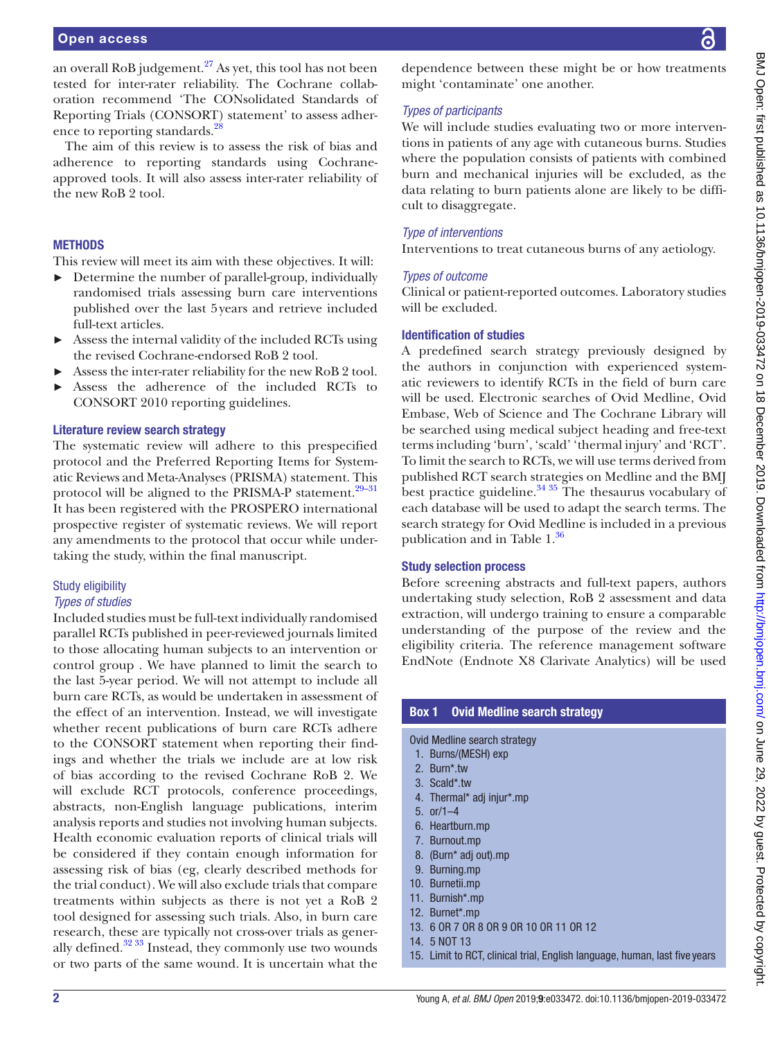an overall RoB judgement.[27] As yet, this tool has not been tested for inter-rater reliability. The Cochrane collaboration recommend 'The CONsolidated Standards of Reporting Trials (CONSORT) statement' to assess adherence to reporting standards.[28]

The aim of this review is to assess the risk of bias and adherence to reporting standards using Cochrane-approved tools. It will also assess inter-rater reliability of the new RoB 2 tool.

## METHODS

This review will meet its aim with these objectives. It will:

- Determine the number of parallel-group, individually randomised trials assessing burn care interventions published over the last 5 years and retrieve included full-text articles.
- Assess the internal validity of the included RCTs using the revised Cochrane-endorsed RoB 2 tool.
- Assess the inter-rater reliability for the new RoB 2 tool.
- Assess the adherence of the included RCTs to CONSORT 2010 reporting guidelines.

### Literature review search strategy

The systematic review will adhere to this prespecified protocol and the Preferred Reporting Items for Systematic Reviews and Meta-Analyses (PRISMA) statement. This protocol will be aligned to the PRISMA-P statement.[29–31] It has been registered with the PROSPERO international prospective register of systematic reviews. We will report any amendments to the protocol that occur while undertaking the study, within the final manuscript.

### Study eligibility

#### *Types of studies*

Included studies must be full-text individually randomised parallel RCTs published in peer-reviewed journals limited to those allocating human subjects to an intervention or control group . We have planned to limit the search to the last 5-year period. We will not attempt to include all burn care RCTs, as would be undertaken in assessment of the effect of an intervention. Instead, we will investigate whether recent publications of burn care RCTs adhere to the CONSORT statement when reporting their findings and whether the trials we include are at low risk of bias according to the revised Cochrane RoB 2. We will exclude RCT protocols, conference proceedings, abstracts, non-English language publications, interim analysis reports and studies not involving human subjects. Health economic evaluation reports of clinical trials will be considered if they contain enough information for assessing risk of bias (eg, clearly described methods for the trial conduct). We will also exclude trials that compare treatments within subjects as there is not yet a RoB 2 tool designed for assessing such trials. Also, in burn care research, these are typically not cross-over trials as generally defined.[32 33] Instead, they commonly use two wounds or two parts of the same wound. It is uncertain what the dependence between these might be or how treatments might 'contaminate' one another.

#### *Types of participants*

We will include studies evaluating two or more interventions in patients of any age with cutaneous burns. Studies where the population consists of patients with combined burn and mechanical injuries will be excluded, as the data relating to burn patients alone are likely to be difficult to disaggregate.

#### *Type of interventions*

Interventions to treat cutaneous burns of any aetiology.

#### *Types of outcome*

Clinical or patient-reported outcomes. Laboratory studies will be excluded.

### Identification of studies

A predefined search strategy previously designed by the authors in conjunction with experienced systematic reviewers to identify RCTs in the field of burn care will be used. Electronic searches of Ovid Medline, Ovid Embase, Web of Science and The Cochrane Library will be searched using medical subject heading and free-text terms including 'burn', 'scald' 'thermal injury' and 'RCT'. To limit the search to RCTs, we will use terms derived from published RCT search strategies on Medline and the BMJ best practice guideline.[34 35] The thesaurus vocabulary of each database will be used to adapt the search terms. The search strategy for Ovid Medline is included in a previous publication and in Table 1.[36]

### Study selection process

Before screening abstracts and full-text papers, authors undertaking study selection, RoB 2 assessment and data extraction, will undergo training to ensure a comparable understanding of the purpose of the review and the eligibility criteria. The reference management software EndNote (Endnote X8 Clarivate Analytics) will be used

**Box 1 Ovid Medline search strategy**

Ovid Medline search strategy

1. Burns/(MESH) exp
2. Burn*.tw
3. Scald*.tw
4. Thermal* adj injur*.mp
5. or/1–4
6. Heartburn.mp
7. Burnout.mp
8. (Burn* adj out).mp
9. Burning.mp
10. Burnetii.mp
11. Burnish*.mp
12. Burnet*.mp
13. 6 OR 7 OR 8 OR 9 OR 10 OR 11 OR 12
14. 5 NOT 13
15. Limit to RCT, clinical trial, English language, human, last five years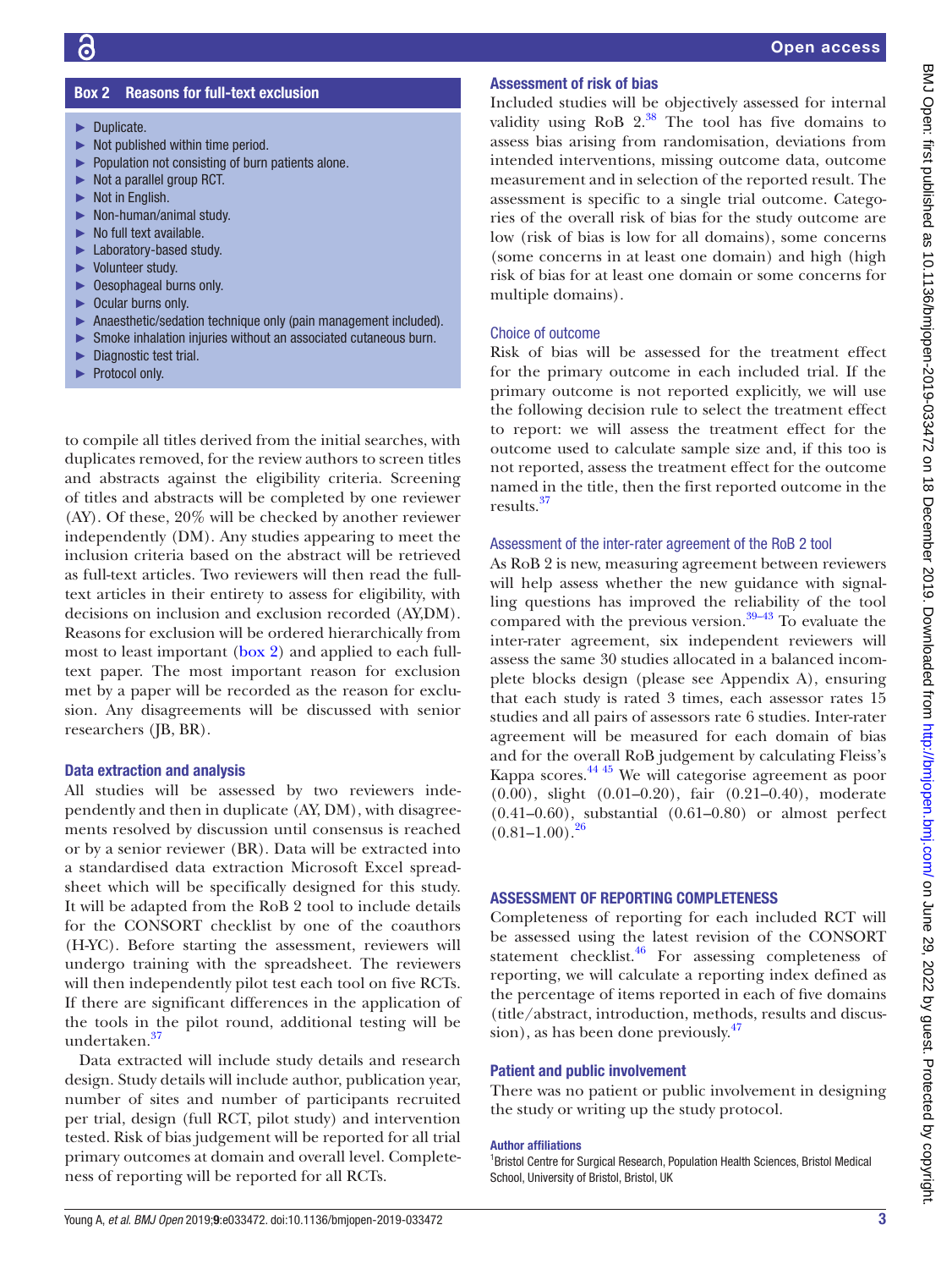## Box 2 Reasons for full-text exclusion

- Duplicate.
- Not published within time period.
- Population not consisting of burn patients alone.
- Not a parallel group RCT.
- Not in English.
- Non-human/animal study.
- No full text available.
- Laboratory-based study.
- Volunteer study.
- Oesophageal burns only.
- Ocular burns only.
- Anaesthetic/sedation technique only (pain management included).
- Smoke inhalation injuries without an associated cutaneous burn.
- Diagnostic test trial.
- Protocol only.

to compile all titles derived from the initial searches, with duplicates removed, for the review authors to screen titles and abstracts against the eligibility criteria. Screening of titles and abstracts will be completed by one reviewer (AY). Of these, 20% will be checked by another reviewer independently (DM). Any studies appearing to meet the inclusion criteria based on the abstract will be retrieved as full-text articles. Two reviewers will then read the full-text articles in their entirety to assess for eligibility, with decisions on inclusion and exclusion recorded (AY,DM). Reasons for exclusion will be ordered hierarchically from most to least important (box 2) and applied to each full-text paper. The most important reason for exclusion met by a paper will be recorded as the reason for exclusion. Any disagreements will be discussed with senior researchers (JB, BR).

### Data extraction and analysis

All studies will be assessed by two reviewers independently and then in duplicate (AY, DM), with disagreements resolved by discussion until consensus is reached or by a senior reviewer (BR). Data will be extracted into a standardised data extraction Microsoft Excel spreadsheet which will be specifically designed for this study. It will be adapted from the RoB 2 tool to include details for the CONSORT checklist by one of the coauthors (H-YC). Before starting the assessment, reviewers will undergo training with the spreadsheet. The reviewers will then independently pilot test each tool on five RCTs. If there are significant differences in the application of the tools in the pilot round, additional testing will be undertaken.[37]

Data extracted will include study details and research design. Study details will include author, publication year, number of sites and number of participants recruited per trial, design (full RCT, pilot study) and intervention tested. Risk of bias judgement will be reported for all trial primary outcomes at domain and overall level. Completeness of reporting will be reported for all RCTs.

### Assessment of risk of bias

Included studies will be objectively assessed for internal validity using RoB 2.[38] The tool has five domains to assess bias arising from randomisation, deviations from intended interventions, missing outcome data, outcome measurement and in selection of the reported result. The assessment is specific to a single trial outcome. Categories of the overall risk of bias for the study outcome are low (risk of bias is low for all domains), some concerns (some concerns in at least one domain) and high (high risk of bias for at least one domain or some concerns for multiple domains).

#### Choice of outcome

Risk of bias will be assessed for the treatment effect for the primary outcome in each included trial. If the primary outcome is not reported explicitly, we will use the following decision rule to select the treatment effect to report: we will assess the treatment effect for the outcome used to calculate sample size and, if this too is not reported, assess the treatment effect for the outcome named in the title, then the first reported outcome in the results.[37]

#### Assessment of the inter-rater agreement of the RoB 2 tool

As RoB 2 is new, measuring agreement between reviewers will help assess whether the new guidance with signalling questions has improved the reliability of the tool compared with the previous version.[39–43] To evaluate the inter-rater agreement, six independent reviewers will assess the same 30 studies allocated in a balanced incomplete blocks design (please see Appendix A), ensuring that each study is rated 3 times, each assessor rates 15 studies and all pairs of assessors rate 6 studies. Inter-rater agreement will be measured for each domain of bias and for the overall RoB judgement by calculating Fleiss's Kappa scores.[44 45] We will categorise agreement as poor (0.00), slight (0.01–0.20), fair (0.21–0.40), moderate (0.41–0.60), substantial (0.61–0.80) or almost perfect (0.81–1.00).[26]

## ASSESSMENT OF REPORTING COMPLETENESS

Completeness of reporting for each included RCT will be assessed using the latest revision of the CONSORT statement checklist.[46] For assessing completeness of reporting, we will calculate a reporting index defined as the percentage of items reported in each of five domains (title/abstract, introduction, methods, results and discussion), as has been done previously.[47]

### Patient and public involvement

There was no patient or public involvement in designing the study or writing up the study protocol.

#### Author affiliations

[1]Bristol Centre for Surgical Research, Population Health Sciences, Bristol Medical School, University of Bristol, Bristol, UK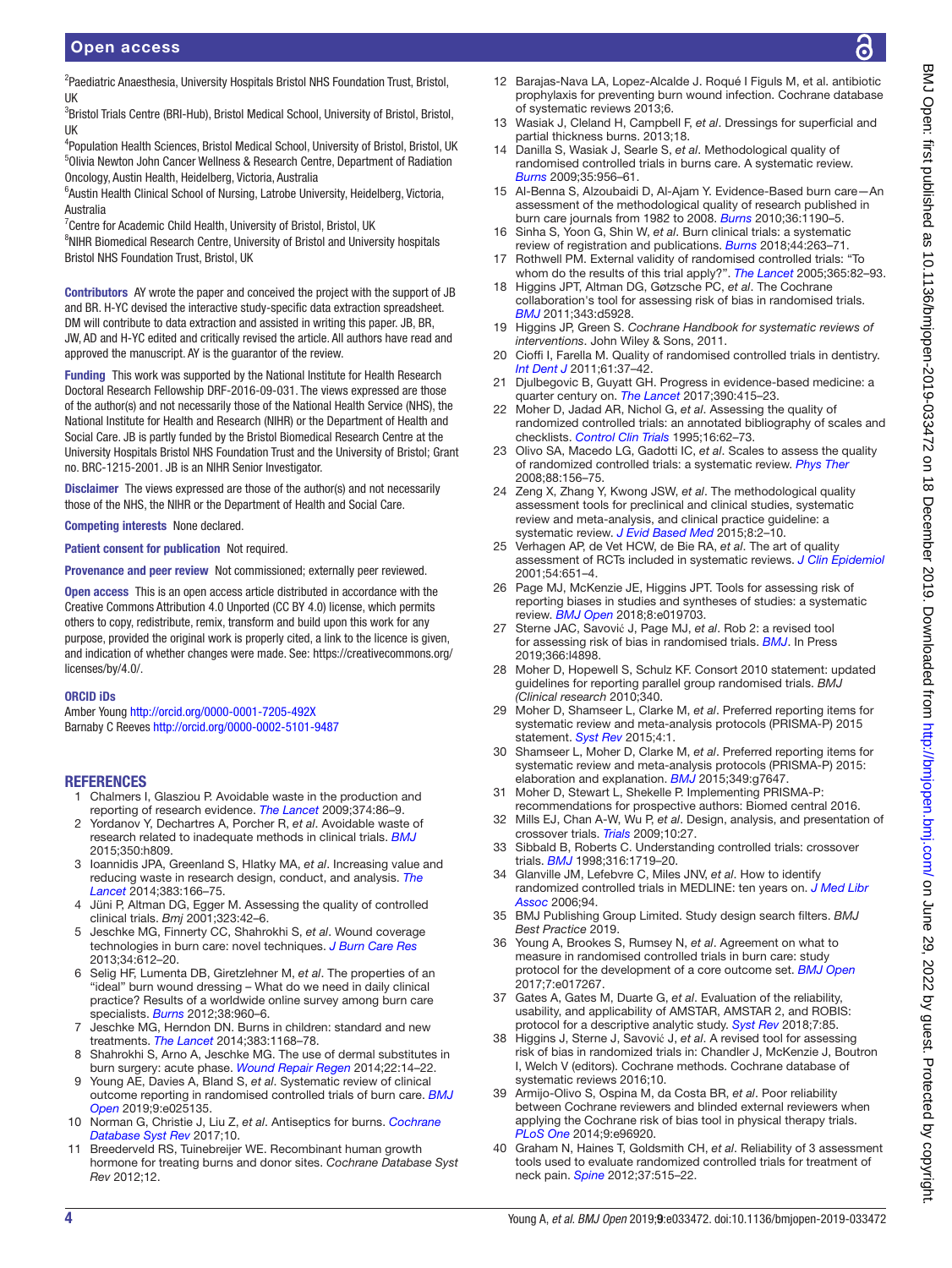[2]Paediatric Anaesthesia, University Hospitals Bristol NHS Foundation Trust, Bristol, UK
[3]Bristol Trials Centre (BRI-Hub), Bristol Medical School, University of Bristol, Bristol, UK
[4]Population Health Sciences, Bristol Medical School, University of Bristol, Bristol, UK
[5]Olivia Newton John Cancer Wellness & Research Centre, Department of Radiation Oncology, Austin Health, Heidelberg, Victoria, Australia
[6]Austin Health Clinical School of Nursing, Latrobe University, Heidelberg, Victoria, Australia
[7]Centre for Academic Child Health, University of Bristol, Bristol, UK
[8]NIHR Biomedical Research Centre, University of Bristol and University hospitals Bristol NHS Foundation Trust, Bristol, UK

**Contributors** AY wrote the paper and conceived the project with the support of JB and BR. H-YC devised the interactive study-specific data extraction spreadsheet. DM will contribute to data extraction and assisted in writing this paper. JB, BR, JW, AD and H-YC edited and critically revised the article. All authors have read and approved the manuscript. AY is the guarantor of the review.

**Funding** This work was supported by the National Institute for Health Research Doctoral Research Fellowship DRF-2016-09-031. The views expressed are those of the author(s) and not necessarily those of the National Health Service (NHS), the National Institute for Health and Research (NIHR) or the Department of Health and Social Care. JB is partly funded by the Bristol Biomedical Research Centre at the University Hospitals Bristol NHS Foundation Trust and the University of Bristol; Grant no. BRC-1215-2001. JB is an NIHR Senior Investigator.

**Disclaimer** The views expressed are those of the author(s) and not necessarily those of the NHS, the NIHR or the Department of Health and Social Care.

**Competing interests** None declared.

**Patient consent for publication** Not required.

**Provenance and peer review** Not commissioned; externally peer reviewed.

**Open access** This is an open access article distributed in accordance with the Creative Commons Attribution 4.0 Unported (CC BY 4.0) license, which permits others to copy, redistribute, remix, transform and build upon this work for any purpose, provided the original work is properly cited, a link to the licence is given, and indication of whether changes were made. See: https://creativecommons.org/licenses/by/4.0/.

**ORCID iDs**

Amber Young http://orcid.org/0000-0001-7205-492X
Barnaby C Reeves http://orcid.org/0000-0002-5101-9487

## REFERENCES

1. Chalmers I, Glasziou P. Avoidable waste in the production and reporting of research evidence. *The Lancet* 2009;374:86–9.
2. Yordanov Y, Dechartres A, Porcher R, *et al*. Avoidable waste of research related to inadequate methods in clinical trials. *BMJ* 2015;350:h809.
3. Ioannidis JPA, Greenland S, Hlatky MA, *et al*. Increasing value and reducing waste in research design, conduct, and analysis. *The Lancet* 2014;383:166–75.
4. Jüni P, Altman DG, Egger M. Assessing the quality of controlled clinical trials. *Bmj* 2001;323:42–6.
5. Jeschke MG, Finnerty CC, Shahrokhi S, *et al*. Wound coverage technologies in burn care: novel techniques. *J Burn Care Res* 2013;34:612–20.
6. Selig HF, Lumenta DB, Giretzlehner M, *et al*. The properties of an "ideal" burn wound dressing – What do we need in daily clinical practice? Results of a worldwide online survey among burn care specialists. *Burns* 2012;38:960–6.
7. Jeschke MG, Herndon DN. Burns in children: standard and new treatments. *The Lancet* 2014;383:1168–78.
8. Shahrokhi S, Arno A, Jeschke MG. The use of dermal substitutes in burn surgery: acute phase. *Wound Repair Regen* 2014;22:14–22.
9. Young AE, Davies A, Bland S, *et al*. Systematic review of clinical outcome reporting in randomised controlled trials of burn care. *BMJ Open* 2019;9:e025135.
10. Norman G, Christie J, Liu Z, *et al*. Antiseptics for burns. *Cochrane Database Syst Rev* 2017;10.
11. Breederveld RS, Tuinebreijer WE. Recombinant human growth hormone for treating burns and donor sites. *Cochrane Database Syst Rev* 2012;12.
12. Barajas-Nava LA, Lopez-Alcalde J. Roqué I Figuls M, et al. antibiotic prophylaxis for preventing burn wound infection. Cochrane database of systematic reviews 2013;6.
13. Wasiak J, Cleland H, Campbell F, *et al*. Dressings for superficial and partial thickness burns. 2013;18.
14. Danilla S, Wasiak J, Searle S, *et al*. Methodological quality of randomised controlled trials in burns care. A systematic review. *Burns* 2009;35:956–61.
15. Al-Benna S, Alzoubaidi D, Al-Ajam Y. Evidence-Based burn care—An assessment of the methodological quality of research published in burn care journals from 1982 to 2008. *Burns* 2010;36:1190–5.
16. Sinha S, Yoon G, Shin W, *et al*. Burn clinical trials: a systematic review of registration and publications. *Burns* 2018;44:263–71.
17. Rothwell PM. External validity of randomised controlled trials: "To whom do the results of this trial apply?". *The Lancet* 2005;365:82–93.
18. Higgins JPT, Altman DG, Gøtzsche PC, *et al*. The Cochrane collaboration's tool for assessing risk of bias in randomised trials. *BMJ* 2011;343:d5928.
19. Higgins JP, Green S. *Cochrane Handbook for systematic reviews of interventions*. John Wiley & Sons, 2011.
20. Cioffi I, Farella M. Quality of randomised controlled trials in dentistry. *Int Dent J* 2011;61:37–42.
21. Djulbegovic B, Guyatt GH. Progress in evidence-based medicine: a quarter century on. *The Lancet* 2017;390:415–23.
22. Moher D, Jadad AR, Nichol G, *et al*. Assessing the quality of randomized controlled trials: an annotated bibliography of scales and checklists. *Control Clin Trials* 1995;16:62–73.
23. Olivo SA, Macedo LG, Gadotti IC, *et al*. Scales to assess the quality of randomized controlled trials: a systematic review. *Phys Ther* 2008;88:156–75.
24. Zeng X, Zhang Y, Kwong JSW, *et al*. The methodological quality assessment tools for preclinical and clinical studies, systematic review and meta-analysis, and clinical practice guideline: a systematic review. *J Evid Based Med* 2015;8:2–10.
25. Verhagen AP, de Vet HCW, de Bie RA, *et al*. The art of quality assessment of RCTs included in systematic reviews. *J Clin Epidemiol* 2001;54:651–4.
26. Page MJ, McKenzie JE, Higgins JPT. Tools for assessing risk of reporting biases in studies and syntheses of studies: a systematic review. *BMJ Open* 2018;8:e019703.
27. Sterne JAC, Savović J, Page MJ, *et al*. Rob 2: a revised tool for assessing risk of bias in randomised trials. *BMJ*. In Press 2019;366:l4898.
28. Moher D, Hopewell S, Schulz KF. Consort 2010 statement: updated guidelines for reporting parallel group randomised trials. *BMJ (Clinical research* 2010;340.
29. Moher D, Shamseer L, Clarke M, *et al*. Preferred reporting items for systematic review and meta-analysis protocols (PRISMA-P) 2015 statement. *Syst Rev* 2015;4:1.
30. Shamseer L, Moher D, Clarke M, *et al*. Preferred reporting items for systematic review and meta-analysis protocols (PRISMA-P) 2015: elaboration and explanation. *BMJ* 2015;349:g7647.
31. Moher D, Stewart L, Shekelle P. Implementing PRISMA-P: recommendations for prospective authors: Biomed central 2016.
32. Mills EJ, Chan A-W, Wu P, *et al*. Design, analysis, and presentation of crossover trials. *Trials* 2009;10:27.
33. Sibbald B, Roberts C. Understanding controlled trials: crossover trials. *BMJ* 1998;316:1719–20.
34. Glanville JM, Lefebvre C, Miles JNV, *et al*. How to identify randomized controlled trials in MEDLINE: ten years on. *J Med Libr Assoc* 2006;94.
35. BMJ Publishing Group Limited. Study design search filters. *BMJ Best Practice* 2019.
36. Young A, Brookes S, Rumsey N, *et al*. Agreement on what to measure in randomised controlled trials in burn care: study protocol for the development of a core outcome set. *BMJ Open* 2017;7:e017267.
37. Gates A, Gates M, Duarte G, *et al*. Evaluation of the reliability, usability, and applicability of AMSTAR, AMSTAR 2, and ROBIS: protocol for a descriptive analytic study. *Syst Rev* 2018;7:85.
38. Higgins J, Sterne J, Savović J, *et al*. A revised tool for assessing risk of bias in randomized trials in: Chandler J, McKenzie J, Boutron I, Welch V (editors). Cochrane methods. Cochrane database of systematic reviews 2016;10.
39. Armijo-Olivo S, Ospina M, da Costa BR, *et al*. Poor reliability between Cochrane reviewers and blinded external reviewers when applying the Cochrane risk of bias tool in physical therapy trials. *PLoS One* 2014;9:e96920.
40. Graham N, Haines T, Goldsmith CH, *et al*. Reliability of 3 assessment tools used to evaluate randomized controlled trials for treatment of neck pain. *Spine* 2012;37:515–22.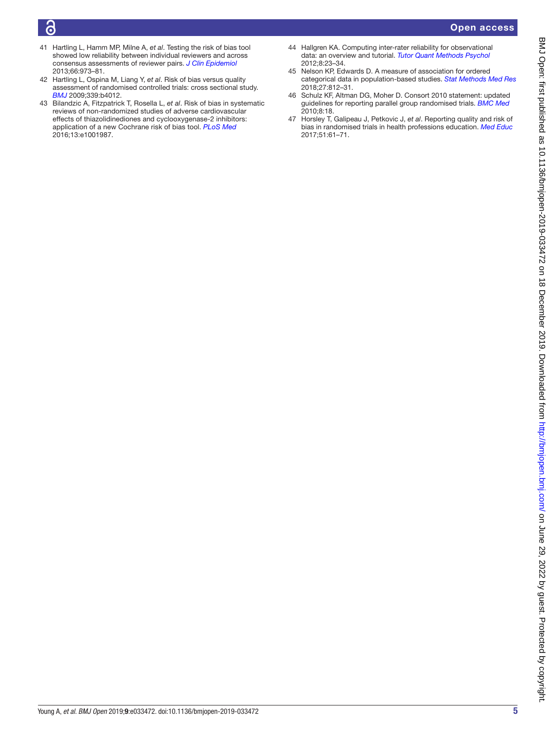41 Hartling L, Hamm MP, Milne A, *et al*. Testing the risk of bias tool showed low reliability between individual reviewers and across consensus assessments of reviewer pairs. *J Clin Epidemiol* 2013;66:973–81.

42 Hartling L, Ospina M, Liang Y, *et al*. Risk of bias versus quality assessment of randomised controlled trials: cross sectional study. *BMJ* 2009;339:b4012.

43 Bilandzic A, Fitzpatrick T, Rosella L, *et al*. Risk of bias in systematic reviews of non-randomized studies of adverse cardiovascular effects of thiazolidinediones and cyclooxygenase-2 inhibitors: application of a new Cochrane risk of bias tool. *PLoS Med* 2016;13:e1001987.

44 Hallgren KA. Computing inter-rater reliability for observational data: an overview and tutorial. *Tutor Quant Methods Psychol* 2012;8:23–34.

45 Nelson KP, Edwards D. A measure of association for ordered categorical data in population-based studies. *Stat Methods Med Res* 2018;27:812–31.

46 Schulz KF, Altman DG, Moher D. Consort 2010 statement: updated guidelines for reporting parallel group randomised trials. *BMC Med* 2010;8:18.

47 Horsley T, Galipeau J, Petkovic J, *et al*. Reporting quality and risk of bias in randomised trials in health professions education. *Med Educ* 2017;51:61–71.